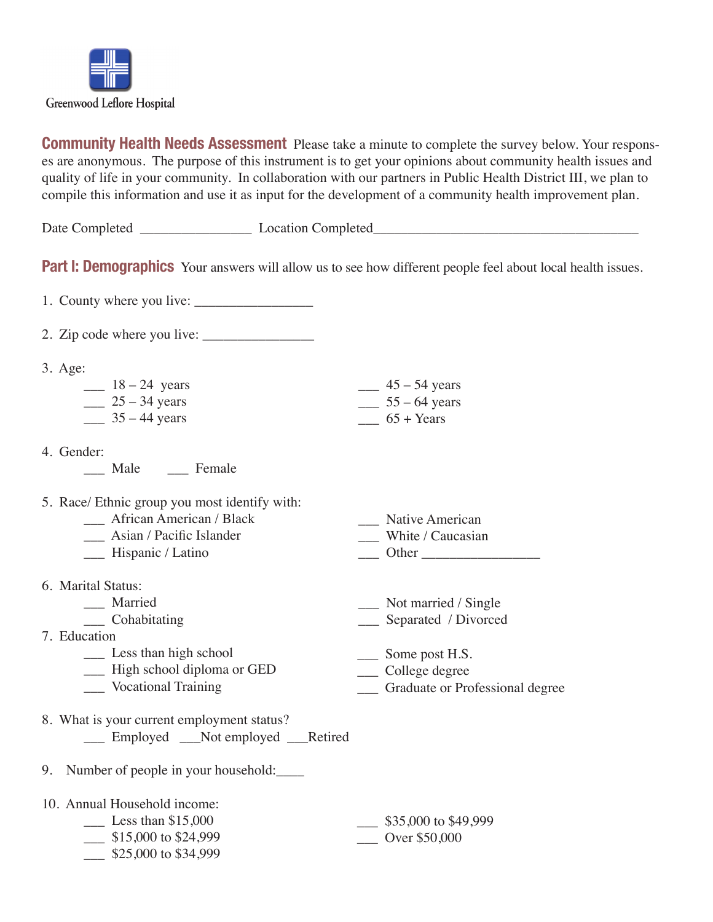Greenwood Leflore Hospital

## Community Health Needs Assessment

Please take a minute to complete the survey below. Your responses are anonymous. The purpose of this instrument is to get your opinions about community health issues and quality of life in your community. In collaboration with our partners in Public Health District III, we plan to compile this information and use it as input for the development of a community health improvement plan.

Date Completed ________________ Location Completed______________________________________

## Part I: Demographics

Your answers will allow us to see how different people feel about local health issues.

1. County where you live: _________________

2. Zip code where you live: ________________

3. Age:
   - ___ 18 – 24 years
   - ___ 25 – 34 years
   - ___ 35 – 44 years
   - ___ 45 – 54 years
   - ___ 55 – 64 years
   - ___ 65 + Years

4. Gender:
   - ___ Male
   - ___ Female

5. Race/ Ethnic group you most identify with:
   - ___ African American / Black
   - ___ Asian / Pacific Islander
   - ___ Hispanic / Latino
   - ___ Native American
   - ___ White / Caucasian
   - ___ Other _________________

6. Marital Status:
   - ___ Married
   - ___ Cohabitating
   - ___ Not married / Single
   - ___ Separated / Divorced

7. Education
   - ___ Less than high school
   - ___ High school diploma or GED
   - ___ Vocational Training
   - ___ Some post H.S.
   - ___ College degree
   - ___ Graduate or Professional degree

8. What is your current employment status?
   - ___ Employed
   - ___Not employed
   - ___Retired

9. Number of people in your household:____

10. Annual Household income:
    - ___ Less than $15,000
    - ___ $15,000 to $24,999
    - ___ $25,000 to $34,999
    - ___ $35,000 to $49,999
    - ___ Over $50,000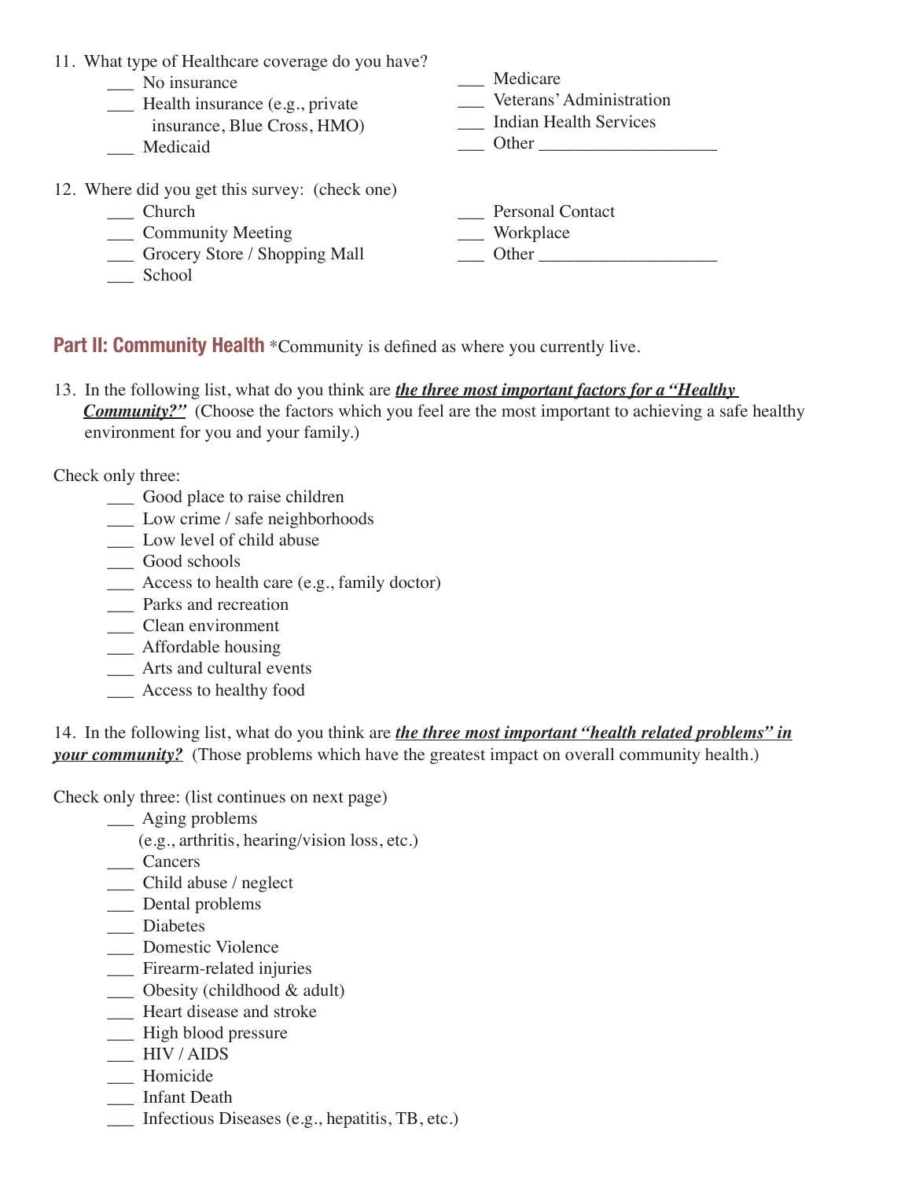11. What type of Healthcare coverage do you have?
    - ___ No insurance
    - ___ Health insurance (e.g., private insurance, Blue Cross, HMO)
    - ___ Medicaid
    - ___ Medicare
    - ___ Veterans' Administration
    - ___ Indian Health Services
    - ___ Other ___________________

12. Where did you get this survey: (check one)
    - ___ Church
    - ___ Community Meeting
    - ___ Grocery Store / Shopping Mall
    - ___ School
    - ___ Personal Contact
    - ___ Workplace
    - ___ Other ___________________

## Part II: Community Health

*Community is defined as where you currently live.

13. In the following list, what do you think are ***the three most important factors for a "Healthy Community?"*** (Choose the factors which you feel are the most important to achieving a safe healthy environment for you and your family.)

Check only three:

- ___ Good place to raise children
- ___ Low crime / safe neighborhoods
- ___ Low level of child abuse
- ___ Good schools
- ___ Access to health care (e.g., family doctor)
- ___ Parks and recreation
- ___ Clean environment
- ___ Affordable housing
- ___ Arts and cultural events
- ___ Access to healthy food

14. In the following list, what do you think are ***the three most important "health related problems" in your community?*** (Those problems which have the greatest impact on overall community health.)

Check only three: (list continues on next page)

- ___ Aging problems (e.g., arthritis, hearing/vision loss, etc.)
- ___ Cancers
- ___ Child abuse / neglect
- ___ Dental problems
- ___ Diabetes
- ___ Domestic Violence
- ___ Firearm-related injuries
- ___ Obesity (childhood & adult)
- ___ Heart disease and stroke
- ___ High blood pressure
- ___ HIV / AIDS
- ___ Homicide
- ___ Infant Death
- ___ Infectious Diseases (e.g., hepatitis, TB, etc.)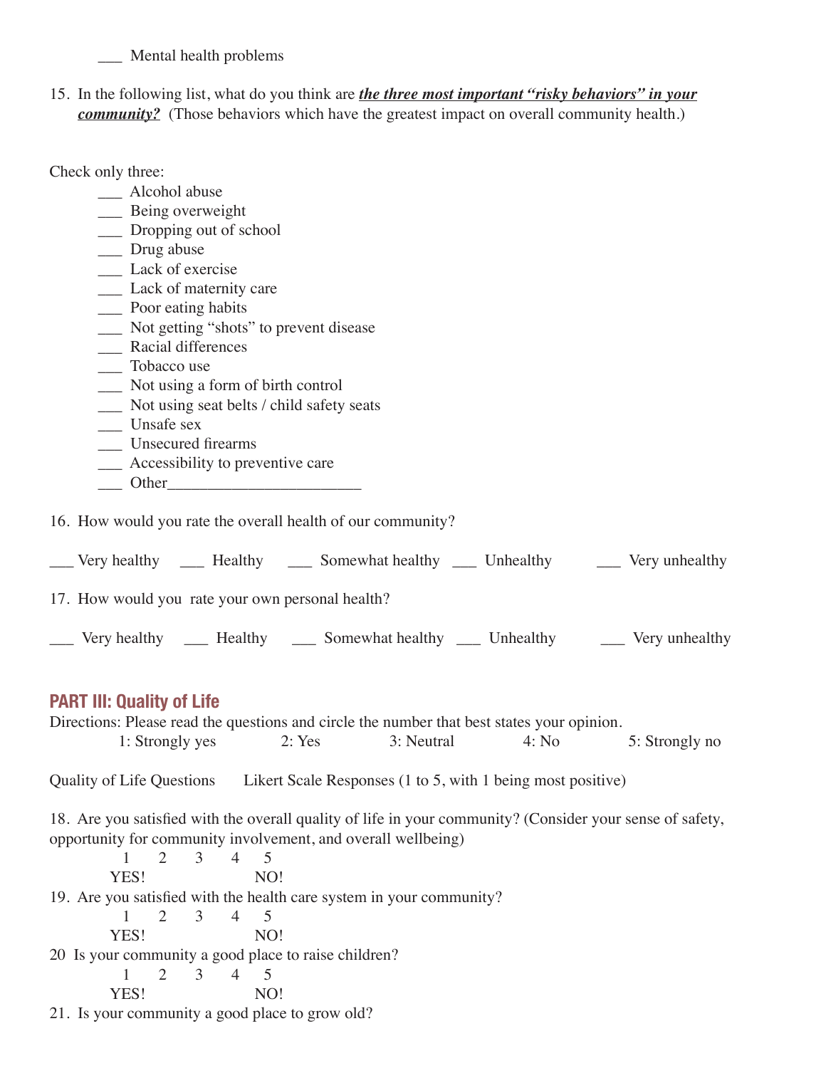___ Mental health problems

15. In the following list, what do you think are ***the three most important "risky behaviors" in your community?*** (Those behaviors which have the greatest impact on overall community health.)

Check only three:

___ Alcohol abuse
___ Being overweight
___ Dropping out of school
___ Drug abuse
___ Lack of exercise
___ Lack of maternity care
___ Poor eating habits
___ Not getting "shots" to prevent disease
___ Racial differences
___ Tobacco use
___ Not using a form of birth control
___ Not using seat belts / child safety seats
___ Unsafe sex
___ Unsecured firearms
___ Accessibility to preventive care
___ Other________________________

16. How would you rate the overall health of our community?

___ Very healthy ___ Healthy ___ Somewhat healthy ___ Unhealthy ___ Very unhealthy

17. How would you rate your own personal health?

___ Very healthy ___ Healthy ___ Somewhat healthy ___ Unhealthy ___ Very unhealthy

## PART III: Quality of Life

Directions: Please read the questions and circle the number that best states your opinion.

1: Strongly yes    2: Yes    3: Neutral    4: No    5: Strongly no

Quality of Life Questions    Likert Scale Responses (1 to 5, with 1 being most positive)

18. Are you satisfied with the overall quality of life in your community? (Consider your sense of safety, opportunity for community involvement, and overall wellbeing)

1 2 3 4 5
YES! NO!

19. Are you satisfied with the health care system in your community?

1 2 3 4 5
YES! NO!

20 Is your community a good place to raise children?

1 2 3 4 5
YES! NO!

21. Is your community a good place to grow old?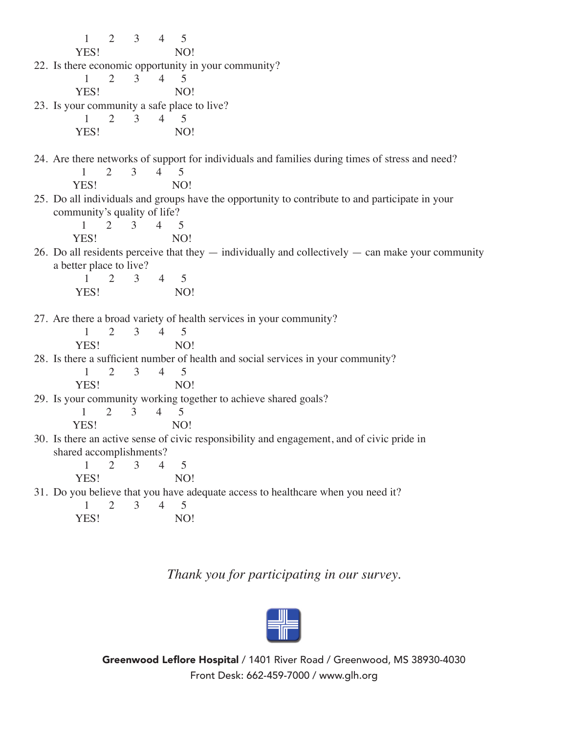1 2 3 4 5
YES! NO!

22. Is there economic opportunity in your community?
    1 2 3 4 5
    YES! NO!
23. Is your community a safe place to live?
    1 2 3 4 5
    YES! NO!

24. Are there networks of support for individuals and families during times of stress and need?
    1 2 3 4 5
    YES! NO!
25. Do all individuals and groups have the opportunity to contribute to and participate in your community's quality of life?
    1 2 3 4 5
    YES! NO!
26. Do all residents perceive that they — individually and collectively — can make your community a better place to live?
    1 2 3 4 5
    YES! NO!

27. Are there a broad variety of health services in your community?
    1 2 3 4 5
    YES! NO!
28. Is there a sufficient number of health and social services in your community?
    1 2 3 4 5
    YES! NO!
29. Is your community working together to achieve shared goals?
    1 2 3 4 5
    YES! NO!
30. Is there an active sense of civic responsibility and engagement, and of civic pride in shared accomplishments?
    1 2 3 4 5
    YES! NO!
31. Do you believe that you have adequate access to healthcare when you need it?
    1 2 3 4 5
    YES! NO!

*Thank you for participating in our survey.*

**Greenwood Leflore Hospital** / 1401 River Road / Greenwood, MS 38930-4030
Front Desk: 662-459-7000 / www.glh.org